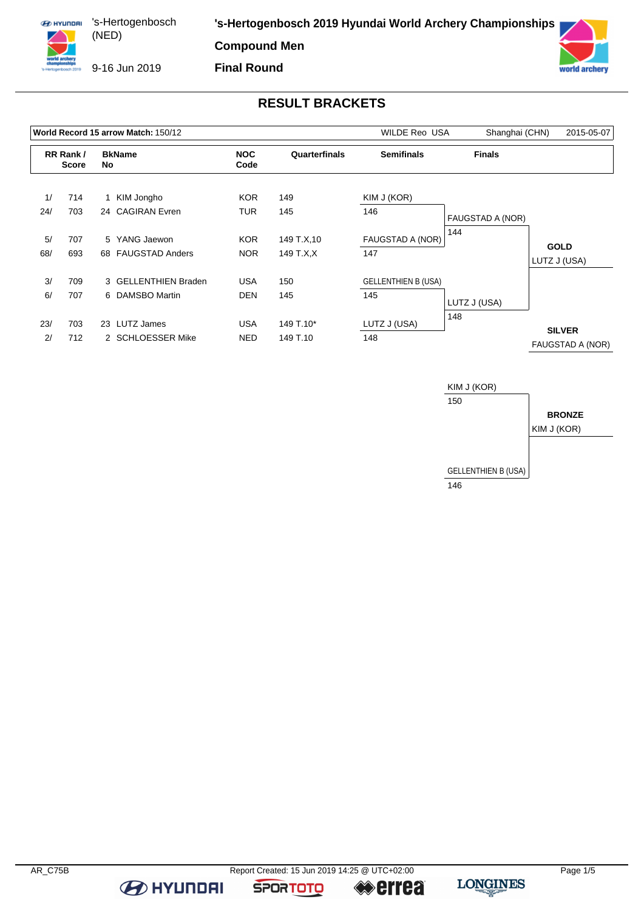's-Hertogenbosch (NED)

9-16 Jun 2019

**'s-Hertogenbosch 2019 Hyundai World Archery Championships**

**Compound Men**

**Final Round**

## RESULT BRACKETS

**World Record 15 arrow Match:** 150/12 — WILDE Reo USA — Shanghai (CHN) — 2015-05-07

| RR Rank / | Score | BkNo | Name | NOC Code | Quarterfinals | Semifinals | Finals |
|---|---|---|---|---|---|---|---|
| 1/ | 714 | 1 | KIM Jongho | KOR | 149 | KIM J (KOR) | |
| 24/ | 703 | 24 | CAGIRAN Evren | TUR | 145 | 146 | FAUGSTAD A (NOR) |
| 5/ | 707 | 5 | YANG Jaewon | KOR | 149 T.X,10 | FAUGSTAD A (NOR) | 144 |
| 68/ | 693 | 68 | FAUGSTAD Anders | NOR | 149 T.X,X | 147 | |
| 3/ | 709 | 3 | GELLENTHIEN Braden | USA | 150 | GELLENTHIEN B (USA) | |
| 6/ | 707 | 6 | DAMSBO Martin | DEN | 145 | 145 | LUTZ J (USA) |
| 23/ | 703 | 23 | LUTZ James | USA | 149 T.10* | LUTZ J (USA) | 148 |
| 2/ | 712 | 2 | SCHLOESSER Mike | NED | 149 T.10 | 148 | |

**GOLD**
LUTZ J (USA)

**SILVER**
FAUGSTAD A (NOR)

Bronze match:

| Bronze Match | Score |
|---|---|
| KIM J (KOR) | 150 |
| GELLENTHIEN B (USA) | 146 |

**BRONZE**
KIM J (KOR)

AR_C75B

Report Created: 15 Jun 2019 14:25 @ UTC+02:00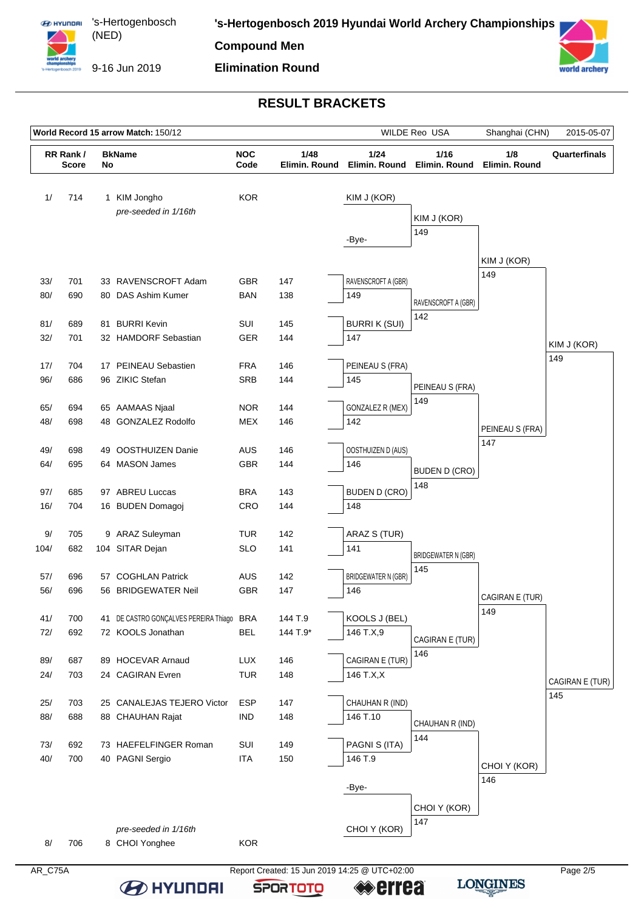# 's-Hertogenbosch 2019 Hyundai World Archery Championships

's-Hertogenbosch (NED)
9-16 Jun 2019

**Compound Men**

**Elimination Round**

## RESULT BRACKETS

**World Record 15 arrow Match:** 150/12 — WILDE Reo USA — Shanghai (CHN) — 2015-05-07

| RR Rank / Score | | BkName No | | NOC Code | 1/48 Elimin. Round | 1/24 Elimin. Round | 1/16 Elimin. Round | 1/8 Elimin. Round | Quarterfinals |
|---|---|---|---|---|---|---|---|---|---|
| 1/ | 714 | 1 | KIM Jongho *(pre-seeded in 1/16th)* | KOR | | KIM J (KOR) | KIM J (KOR) 149 | KIM J (KOR) 149 | KIM J (KOR) 149 |
| | | | | | | -Bye- | | | |
| 33/ | 701 | 33 | RAVENSCROFT Adam | GBR | 147 | RAVENSCROFT A (GBR) 149 | RAVENSCROFT A (GBR) 142 | | |
| 80/ | 690 | 80 | DAS Ashim Kumer | BAN | 138 | | | | |
| 81/ | 689 | 81 | BURRI Kevin | SUI | 145 | BURRI K (SUI) 147 | | | |
| 32/ | 701 | 32 | HAMDORF Sebastian | GER | 144 | | | | |
| 17/ | 704 | 17 | PEINEAU Sebastien | FRA | 146 | PEINEAU S (FRA) 145 | PEINEAU S (FRA) 149 | PEINEAU S (FRA) 147 | |
| 96/ | 686 | 96 | ZIKIC Stefan | SRB | 144 | | | | |
| 65/ | 694 | 65 | AAMAAS Njaal | NOR | 144 | GONZALEZ R (MEX) 142 | | | |
| 48/ | 698 | 48 | GONZALEZ Rodolfo | MEX | 146 | | | | |
| 49/ | 698 | 49 | OOSTHUIZEN Danie | AUS | 146 | OOSTHUIZEN D (AUS) 146 | BUDEN D (CRO) 148 | | |
| 64/ | 695 | 64 | MASON James | GBR | 144 | | | | |
| 97/ | 685 | 97 | ABREU Luccas | BRA | 143 | BUDEN D (CRO) 148 | | | |
| 16/ | 704 | 16 | BUDEN Domagoj | CRO | 144 | | | | |
| 9/ | 705 | 9 | ARAZ Suleyman | TUR | 142 | ARAZ S (TUR) 141 | BRIDGEWATER N (GBR) 145 | CAGIRAN E (TUR) 149 | CAGIRAN E (TUR) 145 |
| 104/ | 682 | 104 | SITAR Dejan | SLO | 141 | | | | |
| 57/ | 696 | 57 | COGHLAN Patrick | AUS | 142 | BRIDGEWATER N (GBR) 146 | | | |
| 56/ | 696 | 56 | BRIDGEWATER Neil | GBR | 147 | | | | |
| 41/ | 700 | 41 | DE CASTRO GONÇALVES PEREIRA Thiago | BRA | 144 T.9 | KOOLS J (BEL) 146 T.X,9 | CAGIRAN E (TUR) 146 | | |
| 72/ | 692 | 72 | KOOLS Jonathan | BEL | 144 T.9* | | | | |
| 89/ | 687 | 89 | HOCEVAR Arnaud | LUX | 146 | CAGIRAN E (TUR) 146 T.X,X | | | |
| 24/ | 703 | 24 | CAGIRAN Evren | TUR | 148 | | | | |
| 25/ | 703 | 25 | CANALEJAS TEJERO Victor | ESP | 147 | CHAUHAN R (IND) 146 T.10 | CHAUHAN R (IND) 144 | CHOI Y (KOR) 146 | |
| 88/ | 688 | 88 | CHAUHAN Rajat | IND | 148 | | | | |
| 73/ | 692 | 73 | HAEFELFINGER Roman | SUI | 149 | PAGNI S (ITA) 146 T.9 | | | |
| 40/ | 700 | 40 | PAGNI Sergio | ITA | 150 | | | | |
| | | | | | | -Bye- | CHOI Y (KOR) 147 | | |
| 8/ | 706 | 8 | CHOI Yonghee *(pre-seeded in 1/16th)* | KOR | | CHOI Y (KOR) | | | |

AR_C75A — Report Created: 15 Jun 2019 14:25 @ UTC+02:00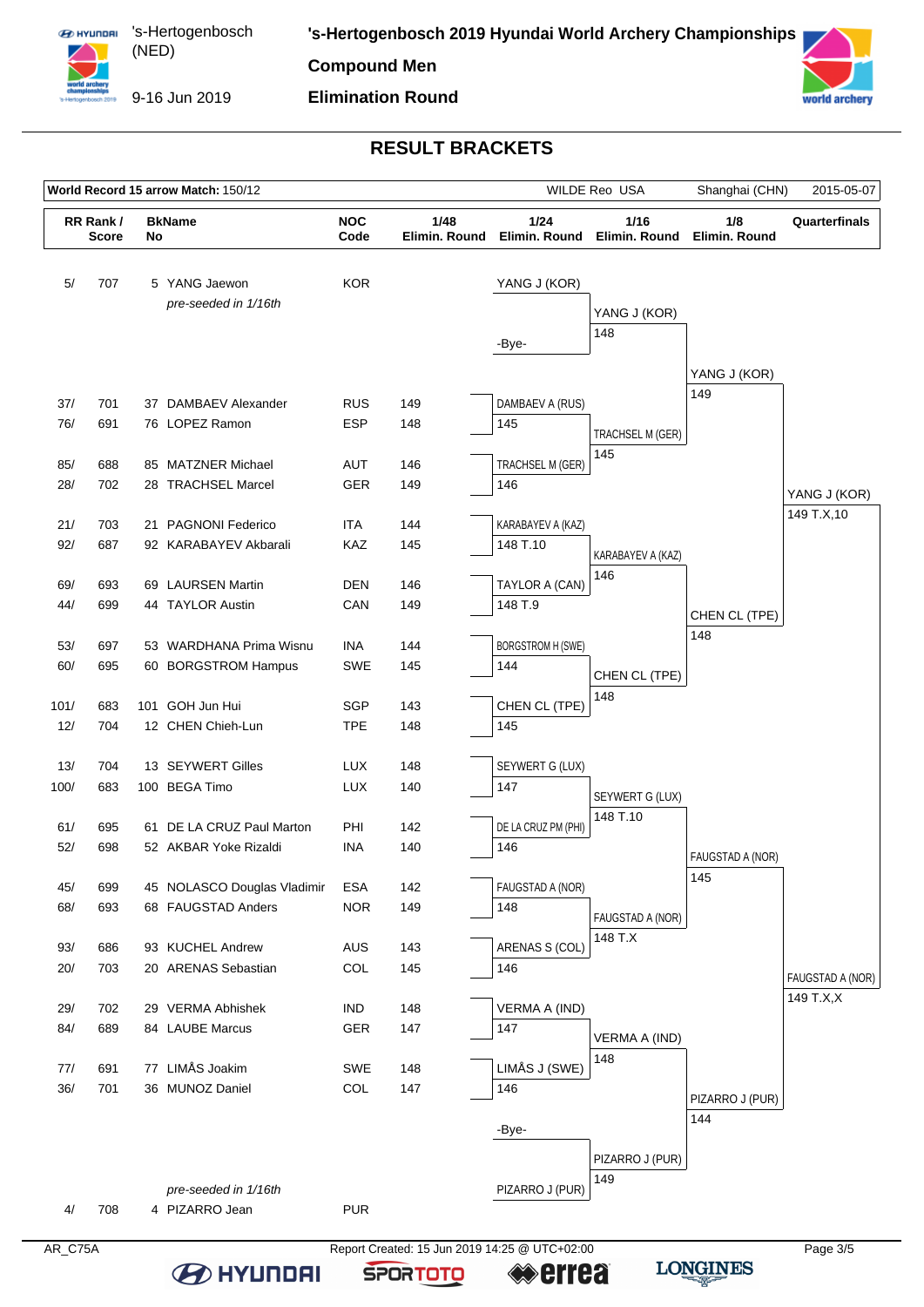# 's-Hertogenbosch 2019 Hyundai World Archery Championships

's-Hertogenbosch (NED)

9-16 Jun 2019

**Compound Men**

**Elimination Round**

## RESULT BRACKETS

**World Record 15 arrow Match:** 150/12 — WILDE Reo USA — Shanghai (CHN) — 2015-05-07

| RR Rank / Score | | BkName No | | NOC Code | 1/48 Elimin. Round | 1/24 Elimin. Round | 1/16 Elimin. Round | 1/8 Elimin. Round | Quarterfinals |
|---|---|---|---|---|---|---|---|---|---|
| 5/ | 707 | 5 | YANG Jaewon *pre-seeded in 1/16th* | KOR | | YANG J (KOR) / -Bye- | YANG J (KOR) 148 | YANG J (KOR) 149 | YANG J (KOR) 149 T.X,10 |
| 37/ | 701 | 37 | DAMBAEV Alexander | RUS | 149 | DAMBAEV A (RUS) 145 | TRACHSEL M (GER) 145 | | |
| 76/ | 691 | 76 | LOPEZ Ramon | ESP | 148 | | | | |
| 85/ | 688 | 85 | MATZNER Michael | AUT | 146 | TRACHSEL M (GER) 146 | | | |
| 28/ | 702 | 28 | TRACHSEL Marcel | GER | 149 | | | | |
| 21/ | 703 | 21 | PAGNONI Federico | ITA | 144 | KARABAYEV A (KAZ) 148 T.10 | KARABAYEV A (KAZ) 146 | CHEN CL (TPE) 148 | |
| 92/ | 687 | 92 | KARABAYEV Akbarali | KAZ | 145 | | | | |
| 69/ | 693 | 69 | LAURSEN Martin | DEN | 146 | TAYLOR A (CAN) 148 T.9 | | | |
| 44/ | 699 | 44 | TAYLOR Austin | CAN | 149 | | | | |
| 53/ | 697 | 53 | WARDHANA Prima Wisnu | INA | 144 | BORGSTROM H (SWE) 144 | CHEN CL (TPE) 148 | | |
| 60/ | 695 | 60 | BORGSTROM Hampus | SWE | 145 | | | | |
| 101/ | 683 | 101 | GOH Jun Hui | SGP | 143 | CHEN CL (TPE) 145 | | | |
| 12/ | 704 | 12 | CHEN Chieh-Lun | TPE | 148 | | | | |
| 13/ | 704 | 13 | SEYWERT Gilles | LUX | 148 | SEYWERT G (LUX) 147 | SEYWERT G (LUX) 148 T.10 | FAUGSTAD A (NOR) 145 | FAUGSTAD A (NOR) 149 T.X,X |
| 100/ | 683 | 100 | BEGA Timo | LUX | 140 | | | | |
| 61/ | 695 | 61 | DE LA CRUZ Paul Marton | PHI | 142 | DE LA CRUZ PM (PHI) 146 | | | |
| 52/ | 698 | 52 | AKBAR Yoke Rizaldi | INA | 140 | | | | |
| 45/ | 699 | 45 | NOLASCO Douglas Vladimir | ESA | 142 | FAUGSTAD A (NOR) 148 | FAUGSTAD A (NOR) 148 T.X | | |
| 68/ | 693 | 68 | FAUGSTAD Anders | NOR | 149 | | | | |
| 93/ | 686 | 93 | KUCHEL Andrew | AUS | 143 | ARENAS S (COL) 146 | | | |
| 20/ | 703 | 20 | ARENAS Sebastian | COL | 145 | | | | |
| 29/ | 702 | 29 | VERMA Abhishek | IND | 148 | VERMA A (IND) 147 | VERMA A (IND) 148 | PIZARRO J (PUR) 144 | |
| 84/ | 689 | 84 | LAUBE Marcus | GER | 147 | | | | |
| 77/ | 691 | 77 | LIMÅS Joakim | SWE | 148 | LIMÅS J (SWE) 146 | | | |
| 36/ | 701 | 36 | MUNOZ Daniel | COL | 147 | | | | |
| 4/ | 708 | 4 | PIZARRO Jean *pre-seeded in 1/16th* | PUR | | -Bye- / PIZARRO J (PUR) | PIZARRO J (PUR) 149 | | |

AR_C75A — Report Created: 15 Jun 2019 14:25 @ UTC+02:00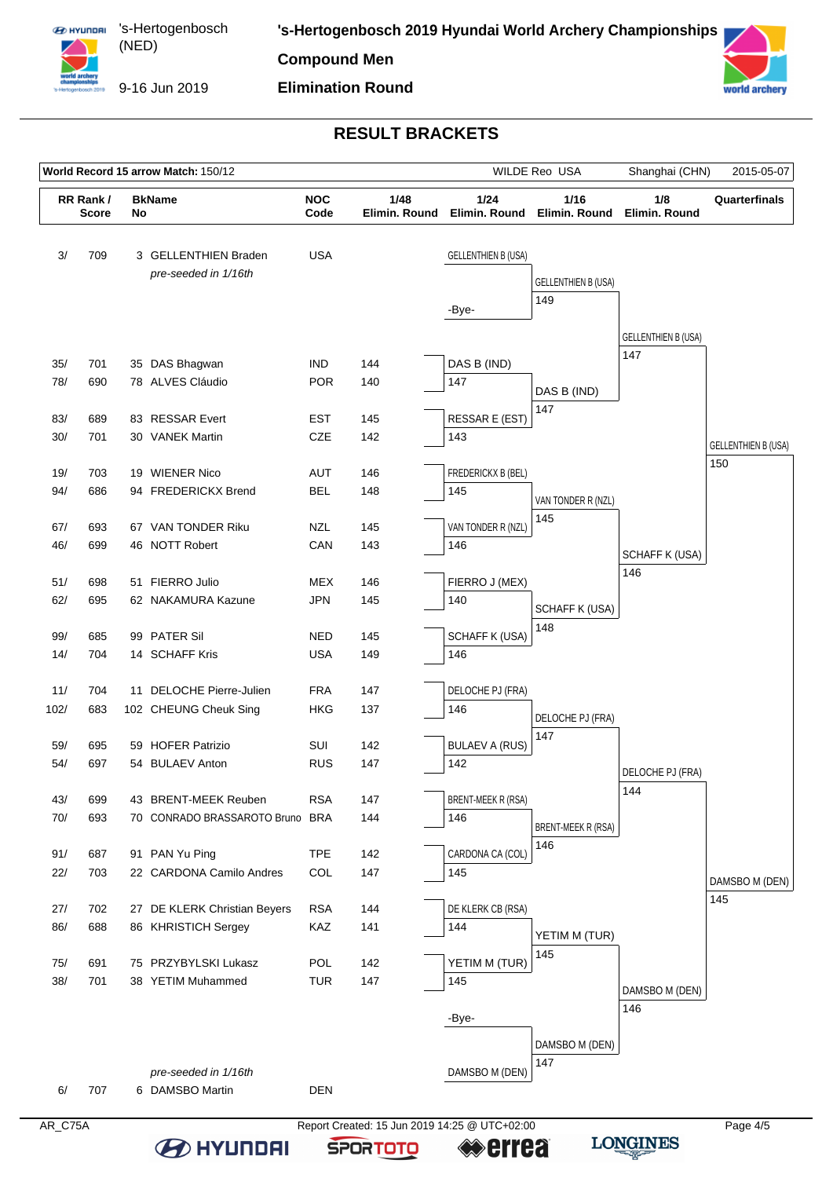# 's-Hertogenbosch 2019 Hyundai World Archery Championships

's-Hertogenbosch (NED)

9-16 Jun 2019

**Compound Men**

**Elimination Round**

## RESULT BRACKETS

**World Record 15 arrow Match:** 150/12 — WILDE Reo USA — Shanghai (CHN) — 2015-05-07

| RR Rank / Score | | BkName No | | NOC Code | 1/48 Elimin. Round | 1/24 Elimin. Round | 1/16 Elimin. Round | 1/8 Elimin. Round | Quarterfinals |
|---|---|---|---|---|---|---|---|---|---|
| 3/ | 709 | 3 | GELLENTHIEN Braden *pre-seeded in 1/16th* | USA | | GELLENTHIEN B (USA) | GELLENTHIEN B (USA) 149 | GELLENTHIEN B (USA) 147 | GELLENTHIEN B (USA) 150 |
| | | | | | | -Bye- | | | |
| 35/ | 701 | 35 | DAS Bhagwan | IND | 144 | DAS B (IND) 147 | DAS B (IND) 147 | | |
| 78/ | 690 | 78 | ALVES Cláudio | POR | 140 | | | | |
| 83/ | 689 | 83 | RESSAR Evert | EST | 145 | RESSAR E (EST) 143 | | | |
| 30/ | 701 | 30 | VANEK Martin | CZE | 142 | | | | |
| 19/ | 703 | 19 | WIENER Nico | AUT | 146 | FREDERICKX B (BEL) 145 | VAN TONDER R (NZL) 145 | SCHAFF K (USA) 146 | |
| 94/ | 686 | 94 | FREDERICKX Brend | BEL | 148 | | | | |
| 67/ | 693 | 67 | VAN TONDER Riku | NZL | 145 | VAN TONDER R (NZL) 146 | | | |
| 46/ | 699 | 46 | NOTT Robert | CAN | 143 | | | | |
| 51/ | 698 | 51 | FIERRO Julio | MEX | 146 | FIERRO J (MEX) 140 | SCHAFF K (USA) 148 | | |
| 62/ | 695 | 62 | NAKAMURA Kazune | JPN | 145 | | | | |
| 99/ | 685 | 99 | PATER Sil | NED | 145 | SCHAFF K (USA) 146 | | | |
| 14/ | 704 | 14 | SCHAFF Kris | USA | 149 | | | | |
| 11/ | 704 | 11 | DELOCHE Pierre-Julien | FRA | 147 | DELOCHE PJ (FRA) 146 | DELOCHE PJ (FRA) 147 | DELOCHE PJ (FRA) 144 | DAMSBO M (DEN) 145 |
| 102/ | 683 | 102 | CHEUNG Cheuk Sing | HKG | 137 | | | | |
| 59/ | 695 | 59 | HOFER Patrizio | SUI | 142 | BULAEV A (RUS) 142 | | | |
| 54/ | 697 | 54 | BULAEV Anton | RUS | 147 | | | | |
| 43/ | 699 | 43 | BRENT-MEEK Reuben | RSA | 147 | BRENT-MEEK R (RSA) 146 | BRENT-MEEK R (RSA) 146 | | |
| 70/ | 693 | 70 | CONRADO BRASSAROTO Bruno | BRA | 144 | | | | |
| 91/ | 687 | 91 | PAN Yu Ping | TPE | 142 | CARDONA CA (COL) 145 | | | |
| 22/ | 703 | 22 | CARDONA Camilo Andres | COL | 147 | | | | |
| 27/ | 702 | 27 | DE KLERK Christian Beyers | RSA | 144 | DE KLERK CB (RSA) 144 | YETIM M (TUR) 145 | DAMSBO M (DEN) 146 | |
| 86/ | 688 | 86 | KHRISTICH Sergey | KAZ | 141 | | | | |
| 75/ | 691 | 75 | PRZYBYLSKI Lukasz | POL | 142 | YETIM M (TUR) 145 | | | |
| 38/ | 701 | 38 | YETIM Muhammed | TUR | 147 | | | | |
| | | | | | | -Bye- | DAMSBO M (DEN) 147 | | |
| 6/ | 707 | 6 | DAMSBO Martin *pre-seeded in 1/16th* | DEN | | DAMSBO M (DEN) | | | |

AR_C75A — Report Created: 15 Jun 2019 14:25 @ UTC+02:00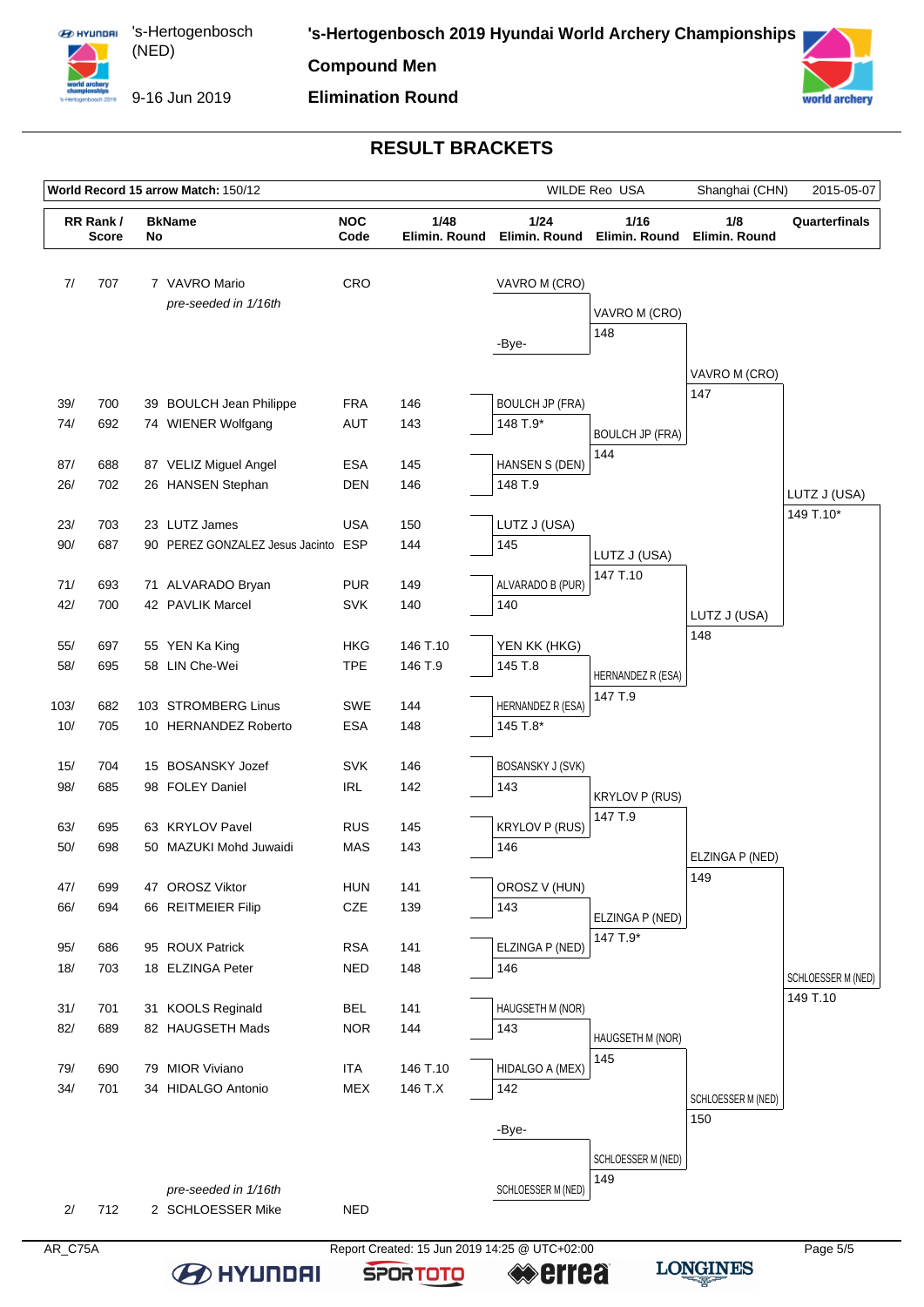's-Hertogenbosch 2019 Hyundai World Archery Championships

Compound Men

Elimination Round

's-Hertogenbosch (NED)

9-16 Jun 2019

## RESULT BRACKETS

**World Record 15 arrow Match:** 150/12 — WILDE Reo USA — Shanghai (CHN) — 2015-05-07

| RR Rank / Score | | BkName No | NOC Code | 1/48 Elimin. Round | 1/24 Elimin. Round | 1/16 Elimin. Round | 1/8 Elimin. Round | Quarterfinals |
|---|---|---|---|---|---|---|---|---|
| 7/ | 707 | 7 VAVRO Mario *pre-seeded in 1/16th* | CRO | | VAVRO M (CRO) | VAVRO M (CRO) 148 | VAVRO M (CRO) 147 | LUTZ J (USA) 149 T.10* |
| | | | | | -Bye- | | | |
| 39/ | 700 | 39 BOULCH Jean Philippe | FRA | 146 | BOULCH JP (FRA) | BOULCH JP (FRA) 144 | | |
| 74/ | 692 | 74 WIENER Wolfgang | AUT | 143 | 148 T.9* | | | |
| 87/ | 688 | 87 VELIZ Miguel Angel | ESA | 145 | HANSEN S (DEN) | | | |
| 26/ | 702 | 26 HANSEN Stephan | DEN | 146 | 148 T.9 | | | |
| 23/ | 703 | 23 LUTZ James | USA | 150 | LUTZ J (USA) | LUTZ J (USA) 147 T.10 | LUTZ J (USA) 148 | |
| 90/ | 687 | 90 PEREZ GONZALEZ Jesus Jacinto | ESP | 144 | 145 | | | |
| 71/ | 693 | 71 ALVARADO Bryan | PUR | 149 | ALVARADO B (PUR) | | | |
| 42/ | 700 | 42 PAVLIK Marcel | SVK | 140 | 140 | | | |
| 55/ | 697 | 55 YEN Ka King | HKG | 146 T.10 | YEN KK (HKG) | HERNANDEZ R (ESA) 147 T.9 | | |
| 58/ | 695 | 58 LIN Che-Wei | TPE | 146 T.9 | 145 T.8 | | | |
| 103/ | 682 | 103 STROMBERG Linus | SWE | 144 | HERNANDEZ R (ESA) | | | |
| 10/ | 705 | 10 HERNANDEZ Roberto | ESA | 148 | 145 T.8* | | | |
| 15/ | 704 | 15 BOSANSKY Jozef | SVK | 146 | BOSANSKY J (SVK) | KRYLOV P (RUS) 147 T.9 | ELZINGA P (NED) 149 | SCHLOESSER M (NED) 149 T.10 |
| 98/ | 685 | 98 FOLEY Daniel | IRL | 142 | 143 | | | |
| 63/ | 695 | 63 KRYLOV Pavel | RUS | 145 | KRYLOV P (RUS) | | | |
| 50/ | 698 | 50 MAZUKI Mohd Juwaidi | MAS | 143 | 146 | | | |
| 47/ | 699 | 47 OROSZ Viktor | HUN | 141 | OROSZ V (HUN) | ELZINGA P (NED) 147 T.9* | | |
| 66/ | 694 | 66 REITMEIER Filip | CZE | 139 | 143 | | | |
| 95/ | 686 | 95 ROUX Patrick | RSA | 141 | ELZINGA P (NED) | | | |
| 18/ | 703 | 18 ELZINGA Peter | NED | 148 | 146 | | | |
| 31/ | 701 | 31 KOOLS Reginald | BEL | 141 | HAUGSETH M (NOR) | HAUGSETH M (NOR) 145 | SCHLOESSER M (NED) 150 | |
| 82/ | 689 | 82 HAUGSETH Mads | NOR | 144 | 143 | | | |
| 79/ | 690 | 79 MIOR Viviano | ITA | 146 T.10 | HIDALGO A (MEX) | | | |
| 34/ | 701 | 34 HIDALGO Antonio | MEX | 146 T.X | 142 | | | |
| | | | | | -Bye- | SCHLOESSER M (NED) 149 | | |
| 2/ | 712 | 2 SCHLOESSER Mike *pre-seeded in 1/16th* | NED | | SCHLOESSER M (NED) | | | |

AR_C75A — Report Created: 15 Jun 2019 14:25 @ UTC+02:00